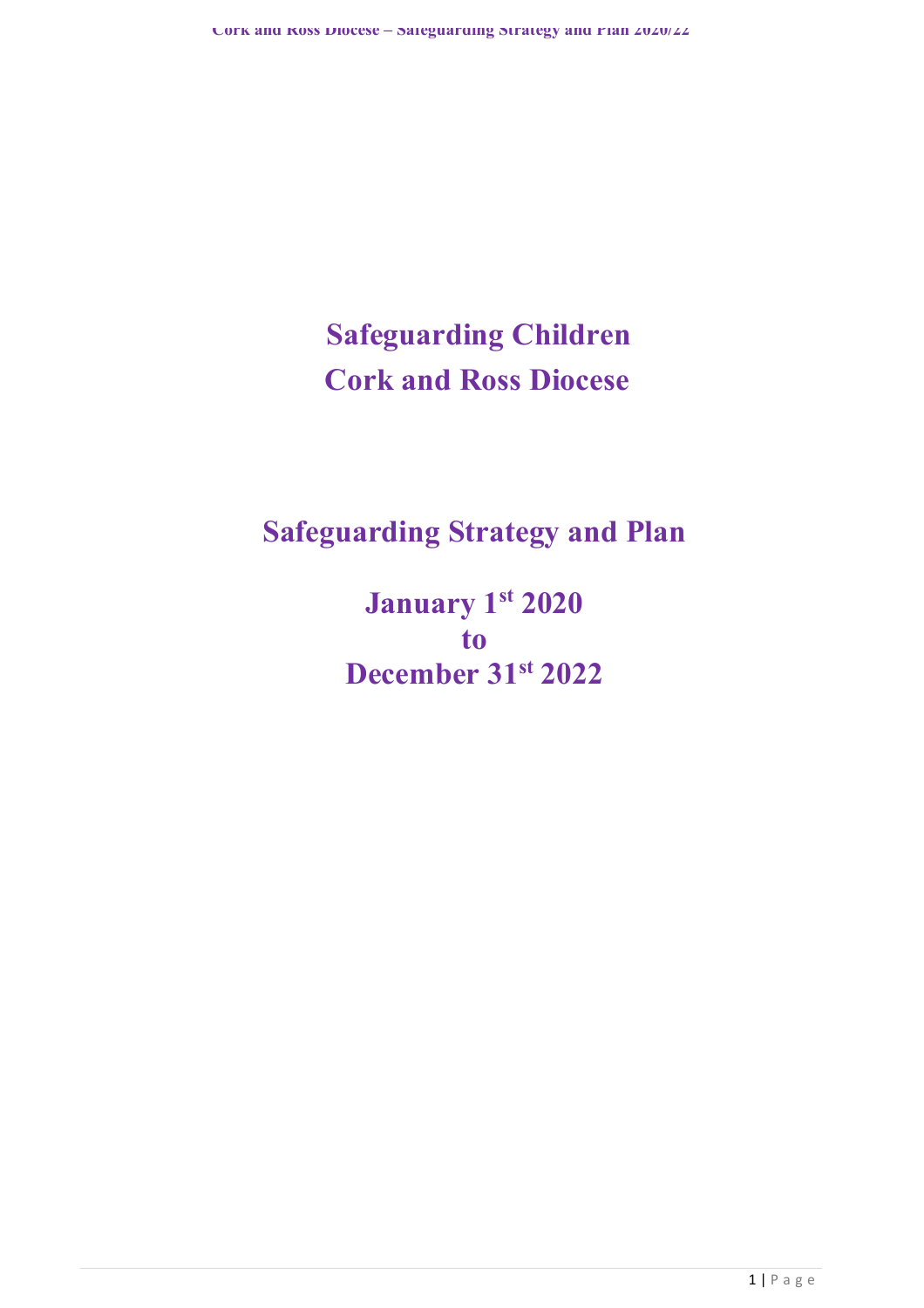# Safeguarding Children
# Cork and Ross Diocese

## Safeguarding Strategy and Plan

**January 1st 2020**
**to**
**December 31st 2022**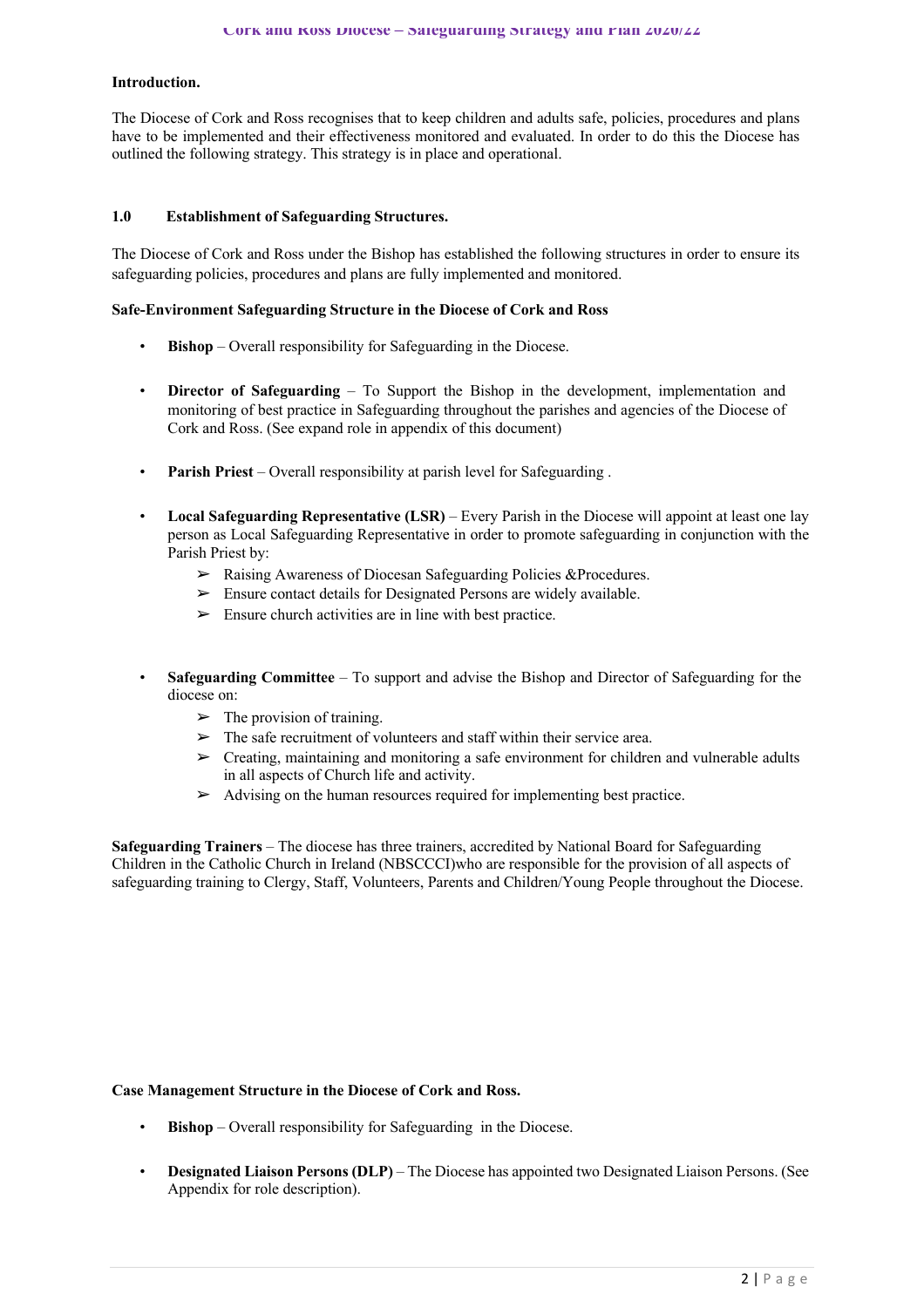**Introduction.**

The Diocese of Cork and Ross recognises that to keep children and adults safe, policies, procedures and plans have to be implemented and their effectiveness monitored and evaluated. In order to do this the Diocese has outlined the following strategy. This strategy is in place and operational.

## 1.0 Establishment of Safeguarding Structures.

The Diocese of Cork and Ross under the Bishop has established the following structures in order to ensure its safeguarding policies, procedures and plans are fully implemented and monitored.

**Safe-Environment Safeguarding Structure in the Diocese of Cork and Ross**

- **Bishop** – Overall responsibility for Safeguarding in the Diocese.

- **Director of Safeguarding** – To Support the Bishop in the development, implementation and monitoring of best practice in Safeguarding throughout the parishes and agencies of the Diocese of Cork and Ross. (See expand role in appendix of this document)

- **Parish Priest** – Overall responsibility at parish level for Safeguarding .

- **Local Safeguarding Representative (LSR)** – Every Parish in the Diocese will appoint at least one lay person as Local Safeguarding Representative in order to promote safeguarding in conjunction with the Parish Priest by:
  - Raising Awareness of Diocesan Safeguarding Policies &Procedures.
  - Ensure contact details for Designated Persons are widely available.
  - Ensure church activities are in line with best practice.

- **Safeguarding Committee** – To support and advise the Bishop and Director of Safeguarding for the diocese on:
  - The provision of training.
  - The safe recruitment of volunteers and staff within their service area.
  - Creating, maintaining and monitoring a safe environment for children and vulnerable adults in all aspects of Church life and activity.
  - Advising on the human resources required for implementing best practice.

**Safeguarding Trainers** – The diocese has three trainers, accredited by National Board for Safeguarding Children in the Catholic Church in Ireland (NBSCCCI)who are responsible for the provision of all aspects of safeguarding training to Clergy, Staff, Volunteers, Parents and Children/Young People throughout the Diocese.

**Case Management Structure in the Diocese of Cork and Ross.**

- **Bishop** – Overall responsibility for Safeguarding in the Diocese.

- **Designated Liaison Persons (DLP)** – The Diocese has appointed two Designated Liaison Persons. (See Appendix for role description).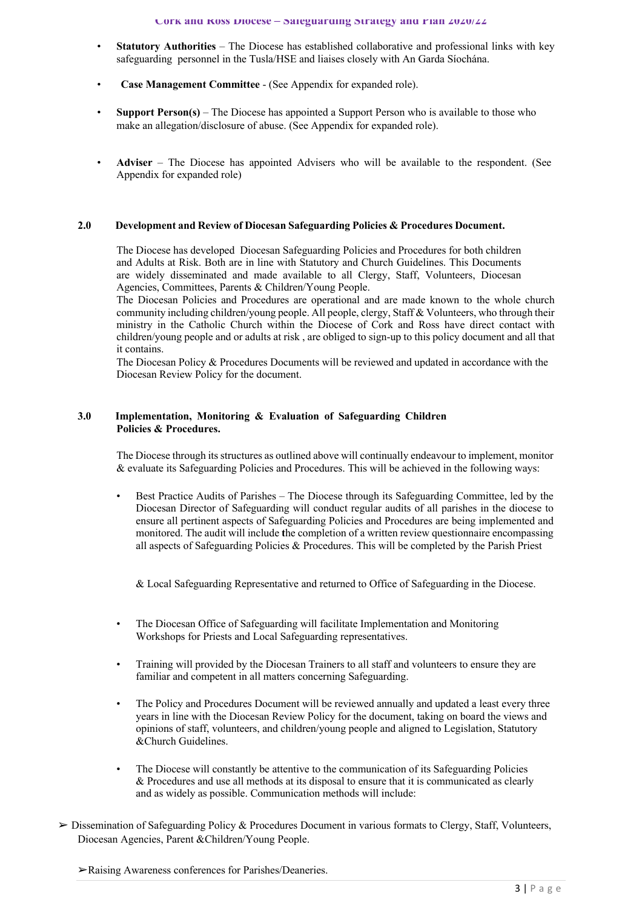- **Statutory Authorities** – The Diocese has established collaborative and professional links with key safeguarding personnel in the Tusla/HSE and liaises closely with An Garda Síochána.

- **Case Management Committee** - (See Appendix for expanded role).

- **Support Person(s)** – The Diocese has appointed a Support Person who is available to those who make an allegation/disclosure of abuse. (See Appendix for expanded role).

- **Adviser** – The Diocese has appointed Advisers who will be available to the respondent. (See Appendix for expanded role)

## 2.0 Development and Review of Diocesan Safeguarding Policies & Procedures Document.

The Diocese has developed Diocesan Safeguarding Policies and Procedures for both children and Adults at Risk. Both are in line with Statutory and Church Guidelines. This Documents are widely disseminated and made available to all Clergy, Staff, Volunteers, Diocesan Agencies, Committees, Parents & Children/Young People.

The Diocesan Policies and Procedures are operational and are made known to the whole church community including children/young people. All people, clergy, Staff & Volunteers, who through their ministry in the Catholic Church within the Diocese of Cork and Ross have direct contact with children/young people and or adults at risk , are obliged to sign-up to this policy document and all that it contains.

The Diocesan Policy & Procedures Documents will be reviewed and updated in accordance with the Diocesan Review Policy for the document.

## 3.0 Implementation, Monitoring & Evaluation of Safeguarding Children Policies & Procedures.

The Diocese through its structures as outlined above will continually endeavour to implement, monitor & evaluate its Safeguarding Policies and Procedures. This will be achieved in the following ways:

- Best Practice Audits of Parishes – The Diocese through its Safeguarding Committee, led by the Diocesan Director of Safeguarding will conduct regular audits of all parishes in the diocese to ensure all pertinent aspects of Safeguarding Policies and Procedures are being implemented and monitored. The audit will include the completion of a written review questionnaire encompassing all aspects of Safeguarding Policies & Procedures. This will be completed by the Parish Priest

  & Local Safeguarding Representative and returned to Office of Safeguarding in the Diocese.

- The Diocesan Office of Safeguarding will facilitate Implementation and Monitoring Workshops for Priests and Local Safeguarding representatives.

- Training will provided by the Diocesan Trainers to all staff and volunteers to ensure they are familiar and competent in all matters concerning Safeguarding.

- The Policy and Procedures Document will be reviewed annually and updated a least every three years in line with the Diocesan Review Policy for the document, taking on board the views and opinions of staff, volunteers, and children/young people and aligned to Legislation, Statutory &Church Guidelines.

- The Diocese will constantly be attentive to the communication of its Safeguarding Policies & Procedures and use all methods at its disposal to ensure that it is communicated as clearly and as widely as possible. Communication methods will include:

➢ Dissemination of Safeguarding Policy & Procedures Document in various formats to Clergy, Staff, Volunteers, Diocesan Agencies, Parent &Children/Young People.

➢Raising Awareness conferences for Parishes/Deaneries.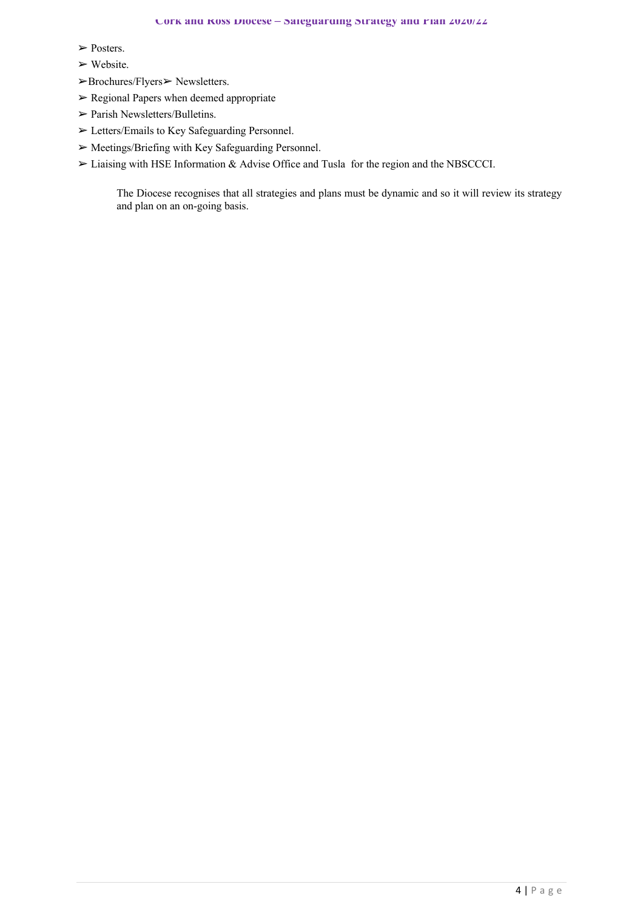- Posters.
- Website.
- Brochures/Flyers
- Newsletters.
- Regional Papers when deemed appropriate
- Parish Newsletters/Bulletins.
- Letters/Emails to Key Safeguarding Personnel.
- Meetings/Briefing with Key Safeguarding Personnel.
- Liaising with HSE Information & Advise Office and Tusla for the region and the NBSCCCI.

The Diocese recognises that all strategies and plans must be dynamic and so it will review its strategy and plan on an on-going basis.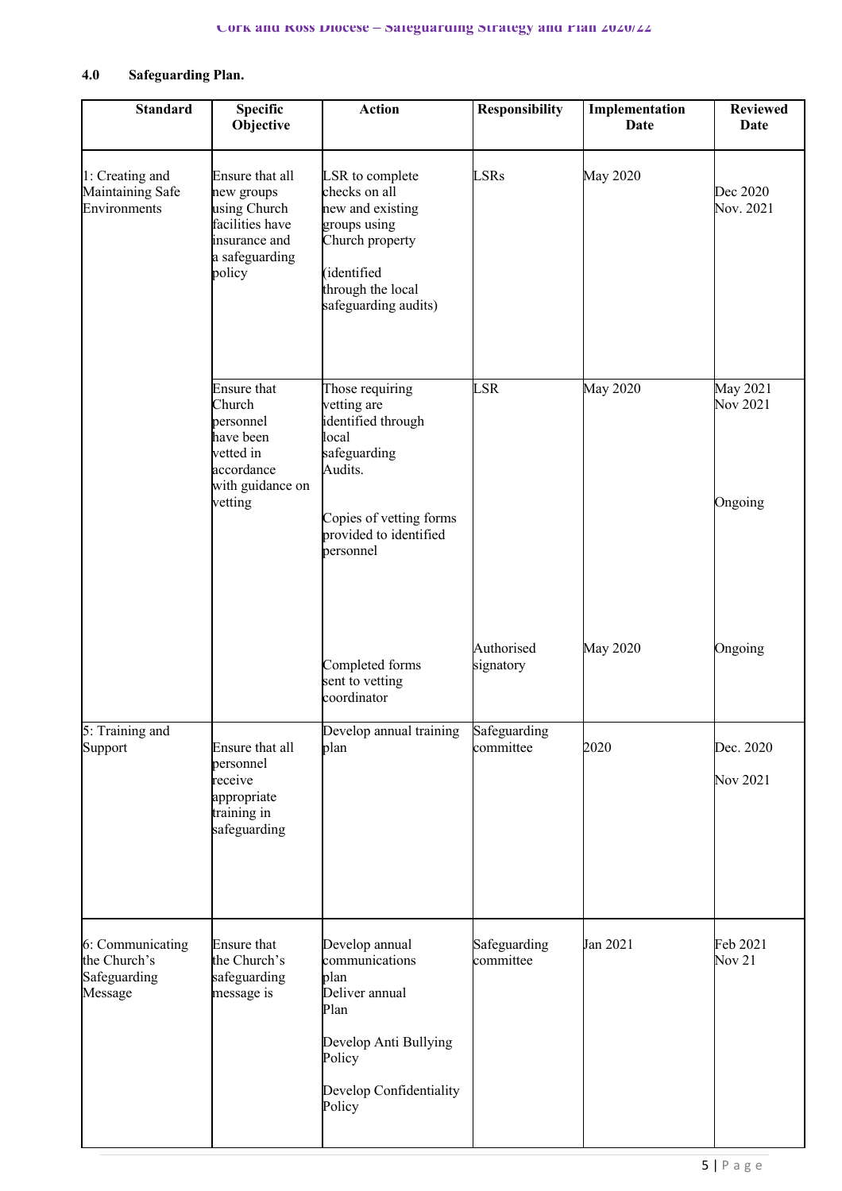## 4.0 Safeguarding Plan.

| Standard | Specific Objective | Action | Responsibility | Implementation Date | Reviewed Date |
|---|---|---|---|---|---|
| 1: Creating and Maintaining Safe Environments | Ensure that all new groups using Church facilities have insurance and a safeguarding policy | LSR to complete checks on all new and existing groups using Church property (identified through the local safeguarding audits) | LSRs | May 2020 | Dec 2020 Nov. 2021 |
| | Ensure that Church personnel have been vetted in accordance with guidance on vetting | Those requiring vetting are identified through local safeguarding Audits. Copies of vetting forms provided to identified personnel | LSR | May 2020 | May 2021 Nov 2021 Ongoing |
| | | Completed forms sent to vetting coordinator | Authorised signatory | May 2020 | Ongoing |
| 5: Training and Support | Ensure that all personnel receive appropriate training in safeguarding | Develop annual training plan | Safeguarding committee | 2020 | Dec. 2020 Nov 2021 |
| 6: Communicating the Church's Safeguarding Message | Ensure that the Church's safeguarding message is | Develop annual communications plan Deliver annual Plan Develop Anti Bullying Policy Develop Confidentiality Policy | Safeguarding committee | Jan 2021 | Feb 2021 Nov 21 |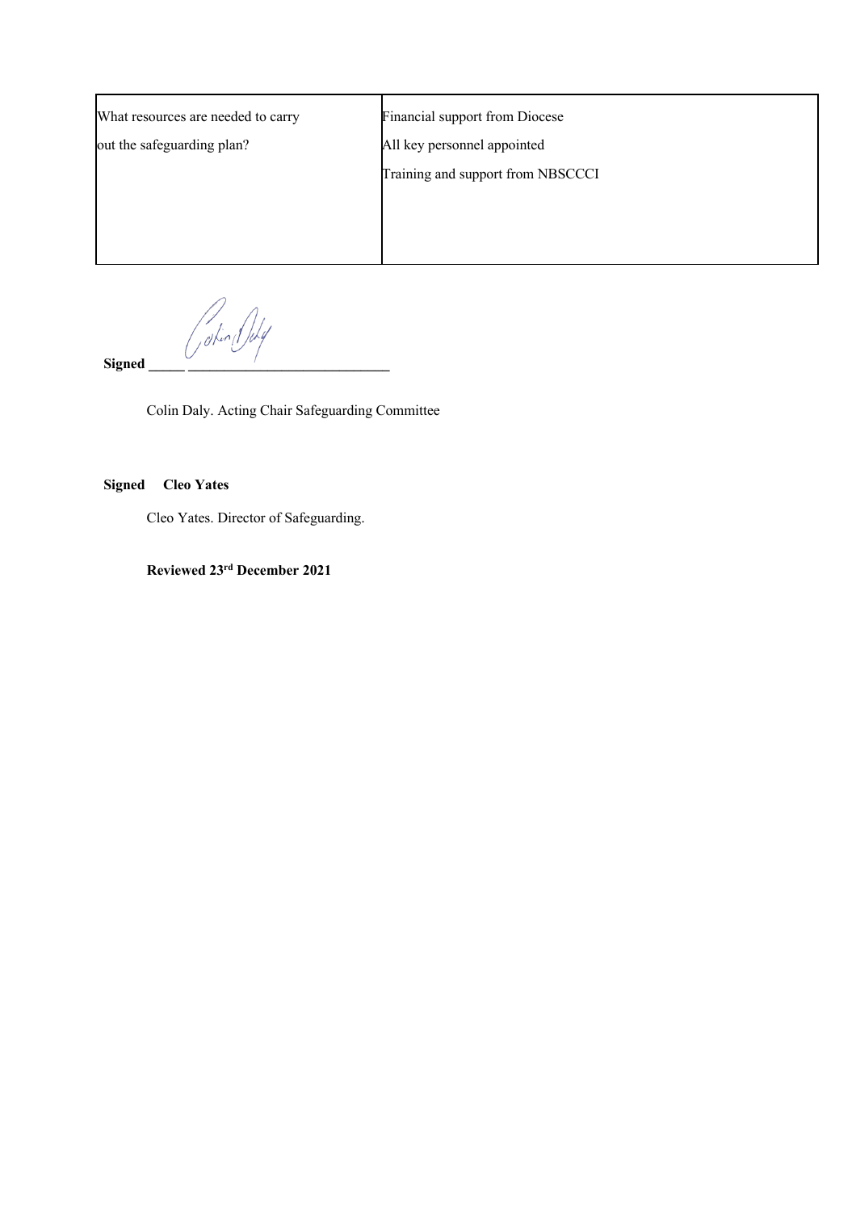| What resources are needed to carry out the safeguarding plan? | Financial support from Diocese<br>All key personnel appointed<br>Training and support from NBSCCCI |
|---|---|

**Signed** _____ ____________________________

Colin Daly. Acting Chair Safeguarding Committee

**Signed Cleo Yates**

Cleo Yates. Director of Safeguarding.

**Reviewed 23rd December 2021**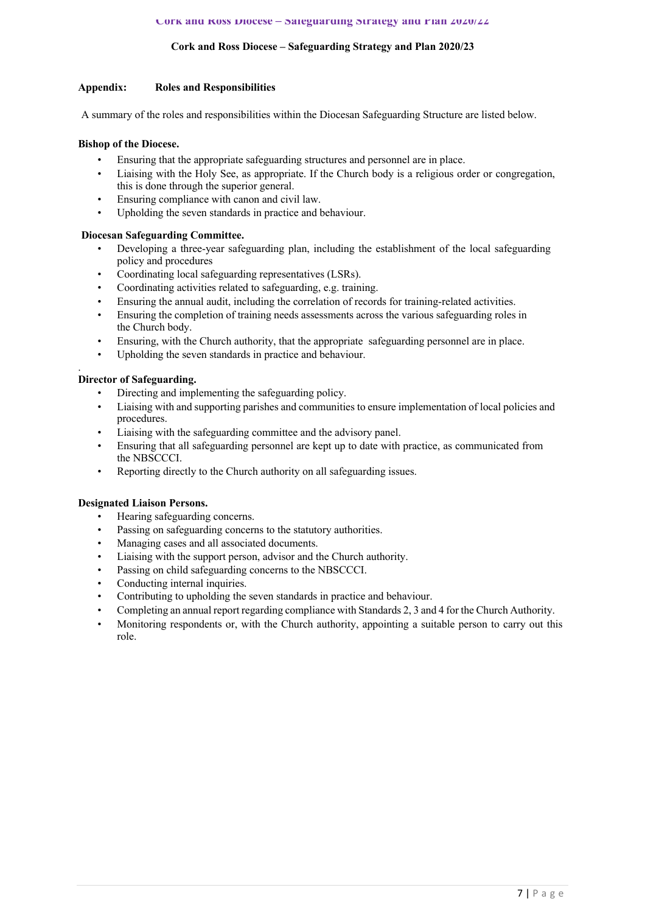## Appendix: Roles and Responsibilities

A summary of the roles and responsibilities within the Diocesan Safeguarding Structure are listed below.

**Bishop of the Diocese.**

- Ensuring that the appropriate safeguarding structures and personnel are in place.
- Liaising with the Holy See, as appropriate. If the Church body is a religious order or congregation, this is done through the superior general.
- Ensuring compliance with canon and civil law.
- Upholding the seven standards in practice and behaviour.

**Diocesan Safeguarding Committee.**

- Developing a three-year safeguarding plan, including the establishment of the local safeguarding policy and procedures
- Coordinating local safeguarding representatives (LSRs).
- Coordinating activities related to safeguarding, e.g. training.
- Ensuring the annual audit, including the correlation of records for training-related activities.
- Ensuring the completion of training needs assessments across the various safeguarding roles in the Church body.
- Ensuring, with the Church authority, that the appropriate safeguarding personnel are in place.
- Upholding the seven standards in practice and behaviour.

**Director of Safeguarding.**

- Directing and implementing the safeguarding policy.
- Liaising with and supporting parishes and communities to ensure implementation of local policies and procedures.
- Liaising with the safeguarding committee and the advisory panel.
- Ensuring that all safeguarding personnel are kept up to date with practice, as communicated from the NBSCCCI.
- Reporting directly to the Church authority on all safeguarding issues.

**Designated Liaison Persons.**

- Hearing safeguarding concerns.
- Passing on safeguarding concerns to the statutory authorities.
- Managing cases and all associated documents.
- Liaising with the support person, advisor and the Church authority.
- Passing on child safeguarding concerns to the NBSCCCI.
- Conducting internal inquiries.
- Contributing to upholding the seven standards in practice and behaviour.
- Completing an annual report regarding compliance with Standards 2, 3 and 4 for the Church Authority.
- Monitoring respondents or, with the Church authority, appointing a suitable person to carry out this role.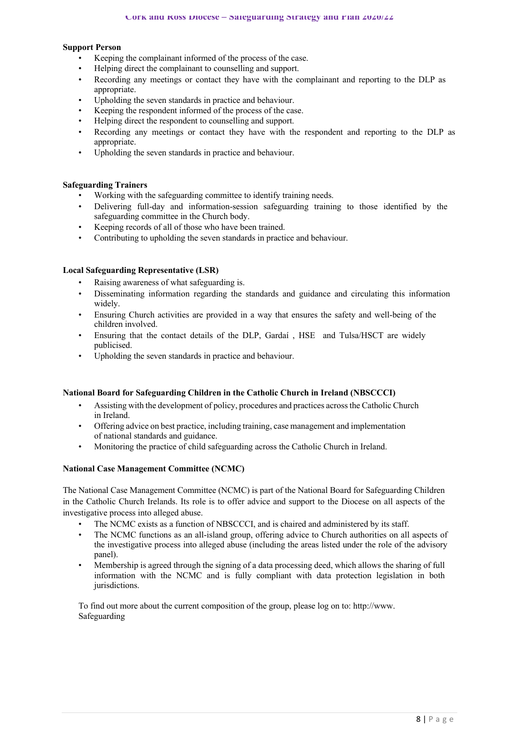**Support Person**

- Keeping the complainant informed of the process of the case.
- Helping direct the complainant to counselling and support.
- Recording any meetings or contact they have with the complainant and reporting to the DLP as appropriate.
- Upholding the seven standards in practice and behaviour.
- Keeping the respondent informed of the process of the case.
- Helping direct the respondent to counselling and support.
- Recording any meetings or contact they have with the respondent and reporting to the DLP as appropriate.
- Upholding the seven standards in practice and behaviour.

**Safeguarding Trainers**

- Working with the safeguarding committee to identify training needs.
- Delivering full-day and information-session safeguarding training to those identified by the safeguarding committee in the Church body.
- Keeping records of all of those who have been trained.
- Contributing to upholding the seven standards in practice and behaviour.

**Local Safeguarding Representative (LSR)**

- Raising awareness of what safeguarding is.
- Disseminating information regarding the standards and guidance and circulating this information widely.
- Ensuring Church activities are provided in a way that ensures the safety and well-being of the children involved.
- Ensuring that the contact details of the DLP, Gardaí , HSE and Tulsa/HSCT are widely publicised.
- Upholding the seven standards in practice and behaviour.

**National Board for Safeguarding Children in the Catholic Church in Ireland (NBSCCCI)**

- Assisting with the development of policy, procedures and practices across the Catholic Church in Ireland.
- Offering advice on best practice, including training, case management and implementation of national standards and guidance.
- Monitoring the practice of child safeguarding across the Catholic Church in Ireland.

**National Case Management Committee (NCMC)**

The National Case Management Committee (NCMC) is part of the National Board for Safeguarding Children in the Catholic Church Irelands. Its role is to offer advice and support to the Diocese on all aspects of the investigative process into alleged abuse.

- The NCMC exists as a function of NBSCCCI, and is chaired and administered by its staff.
- The NCMC functions as an all-island group, offering advice to Church authorities on all aspects of the investigative process into alleged abuse (including the areas listed under the role of the advisory panel).
- Membership is agreed through the signing of a data processing deed, which allows the sharing of full information with the NCMC and is fully compliant with data protection legislation in both jurisdictions.

To find out more about the current composition of the group, please log on to: http://www. Safeguarding